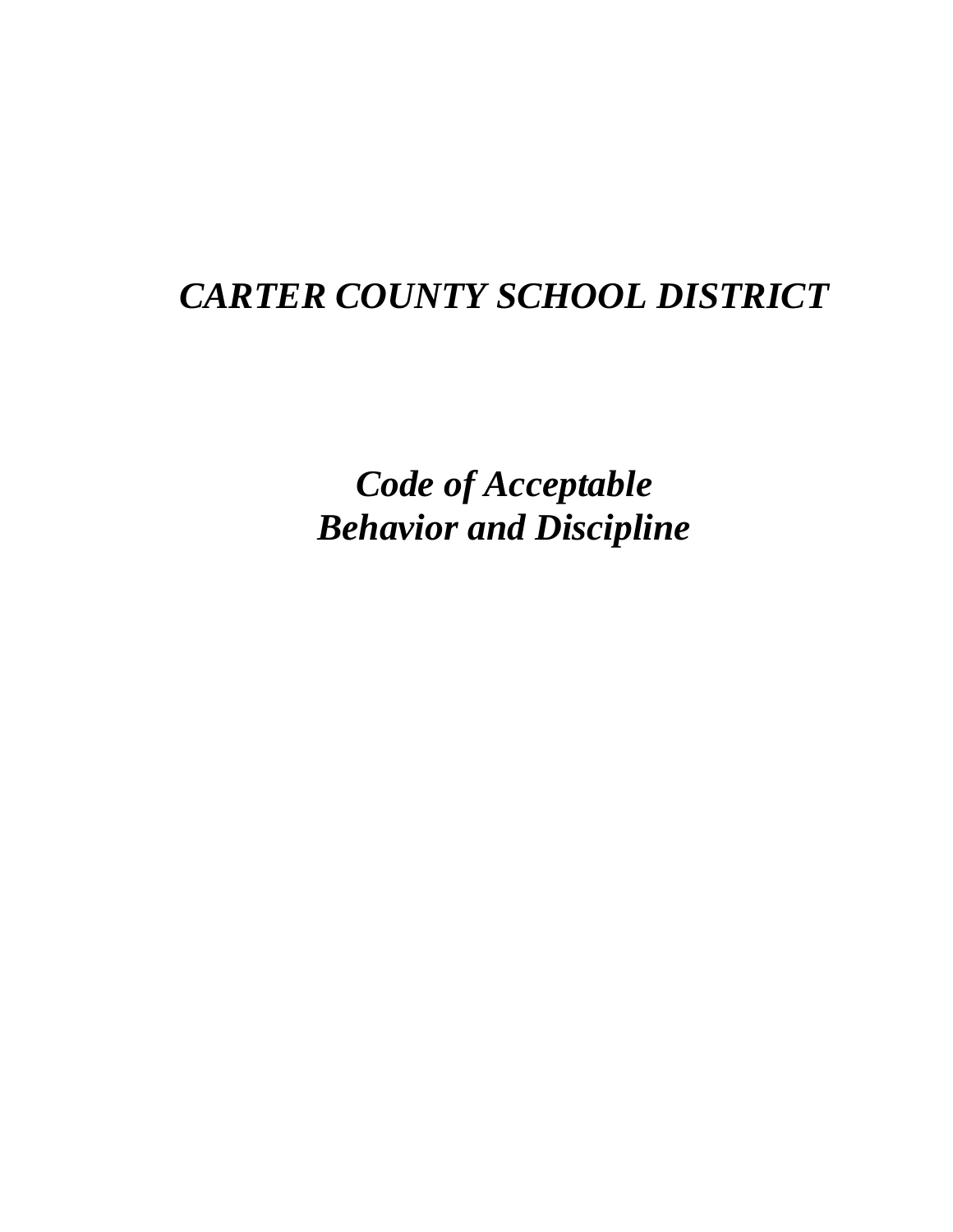# *CARTER COUNTY SCHOOL DISTRICT*

## *Code of Acceptable Behavior and Discipline*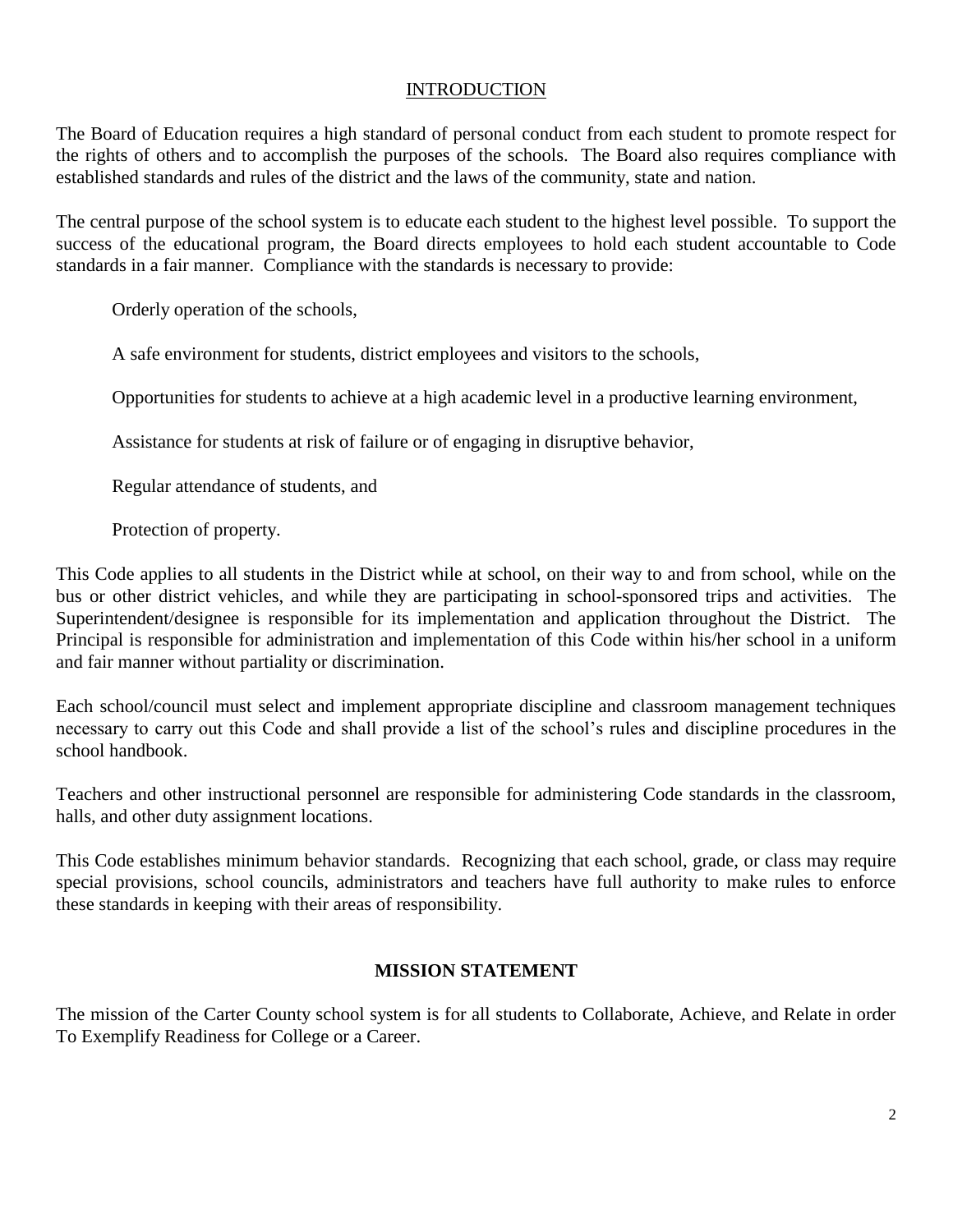## INTRODUCTION

The Board of Education requires a high standard of personal conduct from each student to promote respect for the rights of others and to accomplish the purposes of the schools. The Board also requires compliance with established standards and rules of the district and the laws of the community, state and nation.

The central purpose of the school system is to educate each student to the highest level possible. To support the success of the educational program, the Board directs employees to hold each student accountable to Code standards in a fair manner. Compliance with the standards is necessary to provide:

Orderly operation of the schools,

A safe environment for students, district employees and visitors to the schools,

Opportunities for students to achieve at a high academic level in a productive learning environment,

Assistance for students at risk of failure or of engaging in disruptive behavior,

Regular attendance of students, and

Protection of property.

This Code applies to all students in the District while at school, on their way to and from school, while on the bus or other district vehicles, and while they are participating in school-sponsored trips and activities. The Superintendent/designee is responsible for its implementation and application throughout the District. The Principal is responsible for administration and implementation of this Code within his/her school in a uniform and fair manner without partiality or discrimination.

Each school/council must select and implement appropriate discipline and classroom management techniques necessary to carry out this Code and shall provide a list of the school's rules and discipline procedures in the school handbook.

Teachers and other instructional personnel are responsible for administering Code standards in the classroom, halls, and other duty assignment locations.

This Code establishes minimum behavior standards. Recognizing that each school, grade, or class may require special provisions, school councils, administrators and teachers have full authority to make rules to enforce these standards in keeping with their areas of responsibility.

## MISSION STATEMENT

The mission of the Carter County school system is for all students to Collaborate, Achieve, and Relate in order To Exemplify Readiness for College or a Career.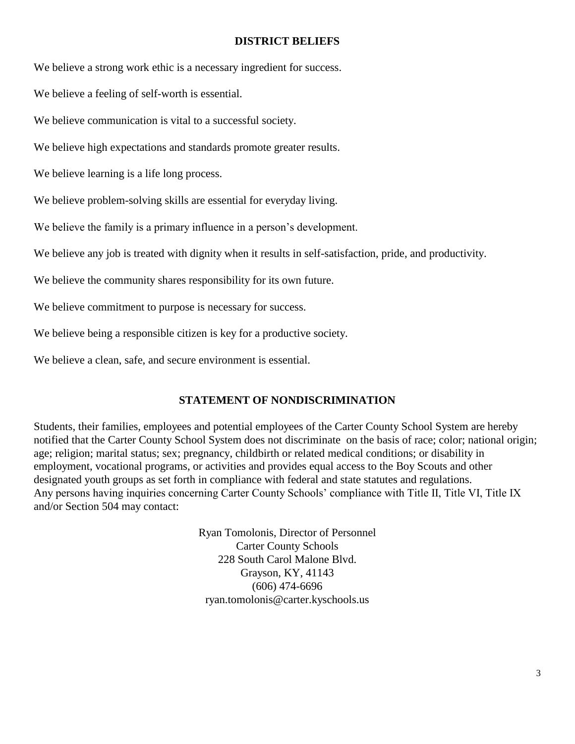## DISTRICT BELIEFS

We believe a strong work ethic is a necessary ingredient for success.

We believe a feeling of self-worth is essential.

We believe communication is vital to a successful society.

We believe high expectations and standards promote greater results.

We believe learning is a life long process.

We believe problem-solving skills are essential for everyday living.

We believe the family is a primary influence in a person's development.

We believe any job is treated with dignity when it results in self-satisfaction, pride, and productivity.

We believe the community shares responsibility for its own future.

We believe commitment to purpose is necessary for success.

We believe being a responsible citizen is key for a productive society.

We believe a clean, safe, and secure environment is essential.

## STATEMENT OF NONDISCRIMINATION

Students, their families, employees and potential employees of the Carter County School System are hereby notified that the Carter County School System does not discriminate on the basis of race; color; national origin; age; religion; marital status; sex; pregnancy, childbirth or related medical conditions; or disability in employment, vocational programs, or activities and provides equal access to the Boy Scouts and other designated youth groups as set forth in compliance with federal and state statutes and regulations.
Any persons having inquiries concerning Carter County Schools' compliance with Title II, Title VI, Title IX and/or Section 504 may contact:

Ryan Tomolonis, Director of Personnel
Carter County Schools
228 South Carol Malone Blvd.
Grayson, KY, 41143
(606) 474-6696
ryan.tomolonis@carter.kyschools.us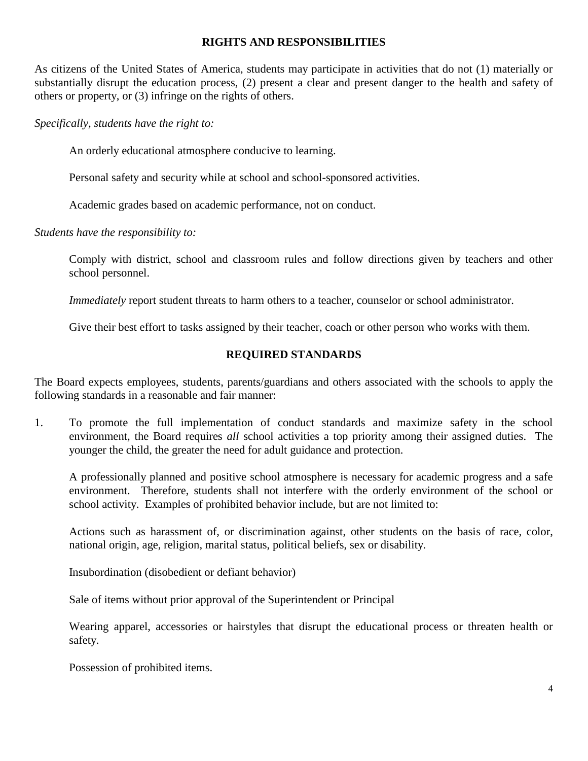## RIGHTS AND RESPONSIBILITIES

As citizens of the United States of America, students may participate in activities that do not (1) materially or substantially disrupt the education process, (2) present a clear and present danger to the health and safety of others or property, or (3) infringe on the rights of others.

*Specifically, students have the right to:*

An orderly educational atmosphere conducive to learning.

Personal safety and security while at school and school-sponsored activities.

Academic grades based on academic performance, not on conduct.

*Students have the responsibility to:*

Comply with district, school and classroom rules and follow directions given by teachers and other school personnel.

*Immediately* report student threats to harm others to a teacher, counselor or school administrator.

Give their best effort to tasks assigned by their teacher, coach or other person who works with them.

## REQUIRED STANDARDS

The Board expects employees, students, parents/guardians and others associated with the schools to apply the following standards in a reasonable and fair manner:

1. To promote the full implementation of conduct standards and maximize safety in the school environment, the Board requires *all* school activities a top priority among their assigned duties. The younger the child, the greater the need for adult guidance and protection.

   A professionally planned and positive school atmosphere is necessary for academic progress and a safe environment. Therefore, students shall not interfere with the orderly environment of the school or school activity. Examples of prohibited behavior include, but are not limited to:

   Actions such as harassment of, or discrimination against, other students on the basis of race, color, national origin, age, religion, marital status, political beliefs, sex or disability.

   Insubordination (disobedient or defiant behavior)

   Sale of items without prior approval of the Superintendent or Principal

   Wearing apparel, accessories or hairstyles that disrupt the educational process or threaten health or safety.

   Possession of prohibited items.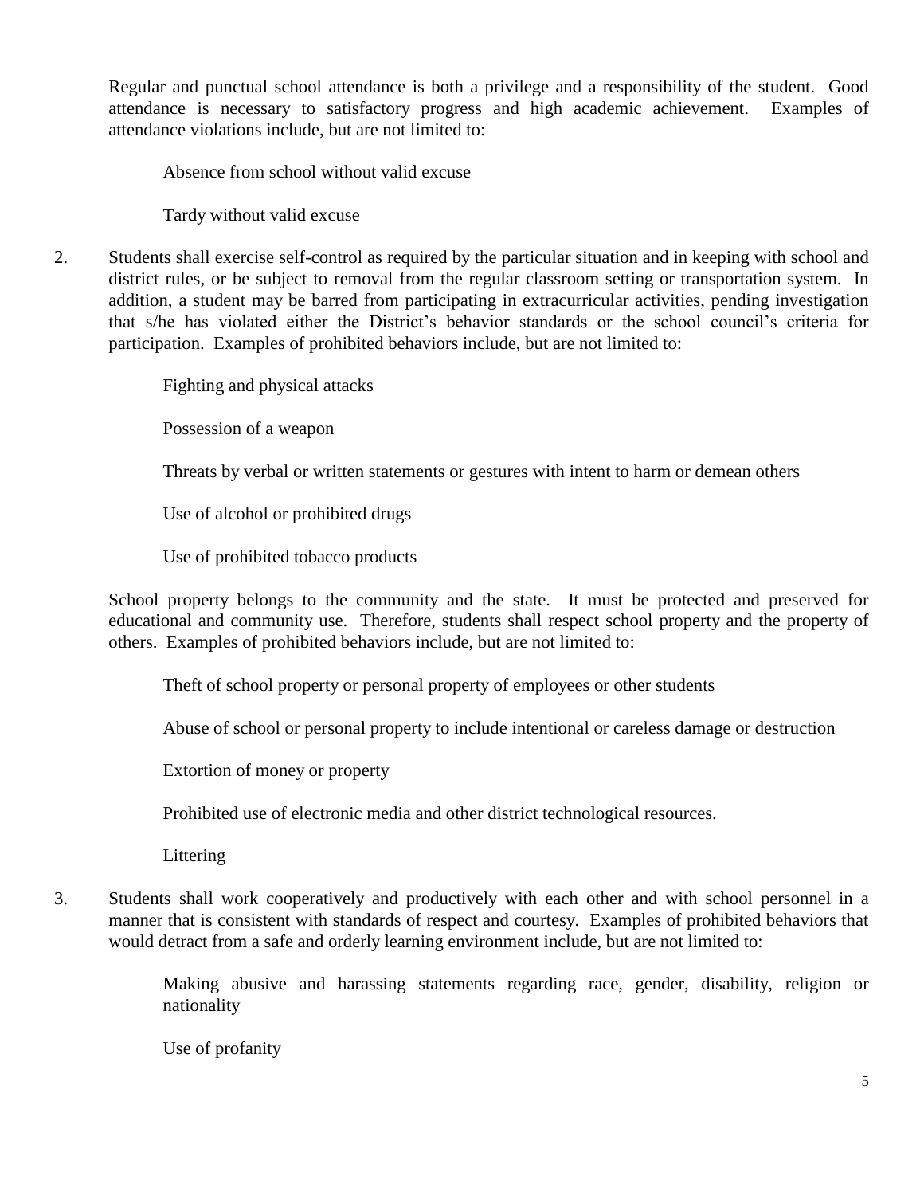Regular and punctual school attendance is both a privilege and a responsibility of the student. Good attendance is necessary to satisfactory progress and high academic achievement. Examples of attendance violations include, but are not limited to:

> Absence from school without valid excuse
>
> Tardy without valid excuse

2. Students shall exercise self-control as required by the particular situation and in keeping with school and district rules, or be subject to removal from the regular classroom setting or transportation system. In addition, a student may be barred from participating in extracurricular activities, pending investigation that s/he has violated either the District's behavior standards or the school council's criteria for participation. Examples of prohibited behaviors include, but are not limited to:

   > Fighting and physical attacks
   >
   > Possession of a weapon
   >
   > Threats by verbal or written statements or gestures with intent to harm or demean others
   >
   > Use of alcohol or prohibited drugs
   >
   > Use of prohibited tobacco products

   School property belongs to the community and the state. It must be protected and preserved for educational and community use. Therefore, students shall respect school property and the property of others. Examples of prohibited behaviors include, but are not limited to:

   > Theft of school property or personal property of employees or other students
   >
   > Abuse of school or personal property to include intentional or careless damage or destruction
   >
   > Extortion of money or property
   >
   > Prohibited use of electronic media and other district technological resources.
   >
   > Littering

3. Students shall work cooperatively and productively with each other and with school personnel in a manner that is consistent with standards of respect and courtesy. Examples of prohibited behaviors that would detract from a safe and orderly learning environment include, but are not limited to:

   > Making abusive and harassing statements regarding race, gender, disability, religion or nationality
   >
   > Use of profanity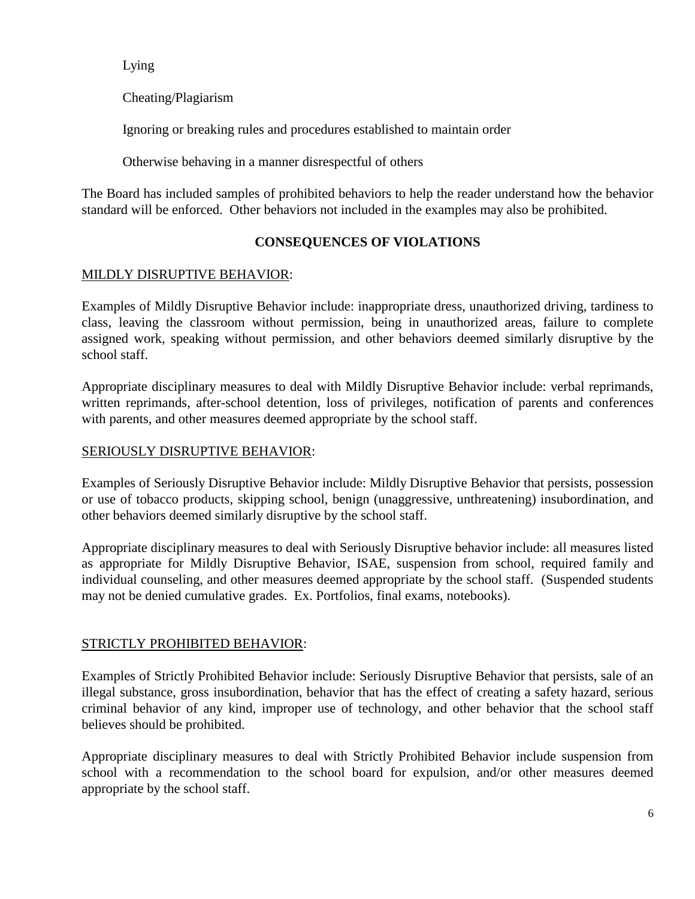Lying

Cheating/Plagiarism

Ignoring or breaking rules and procedures established to maintain order

Otherwise behaving in a manner disrespectful of others

The Board has included samples of prohibited behaviors to help the reader understand how the behavior standard will be enforced. Other behaviors not included in the examples may also be prohibited.

## CONSEQUENCES OF VIOLATIONS

MILDLY DISRUPTIVE BEHAVIOR:

Examples of Mildly Disruptive Behavior include: inappropriate dress, unauthorized driving, tardiness to class, leaving the classroom without permission, being in unauthorized areas, failure to complete assigned work, speaking without permission, and other behaviors deemed similarly disruptive by the school staff.

Appropriate disciplinary measures to deal with Mildly Disruptive Behavior include: verbal reprimands, written reprimands, after-school detention, loss of privileges, notification of parents and conferences with parents, and other measures deemed appropriate by the school staff.

SERIOUSLY DISRUPTIVE BEHAVIOR:

Examples of Seriously Disruptive Behavior include: Mildly Disruptive Behavior that persists, possession or use of tobacco products, skipping school, benign (unaggressive, unthreatening) insubordination, and other behaviors deemed similarly disruptive by the school staff.

Appropriate disciplinary measures to deal with Seriously Disruptive behavior include: all measures listed as appropriate for Mildly Disruptive Behavior, ISAE, suspension from school, required family and individual counseling, and other measures deemed appropriate by the school staff. (Suspended students may not be denied cumulative grades. Ex. Portfolios, final exams, notebooks).

STRICTLY PROHIBITED BEHAVIOR:

Examples of Strictly Prohibited Behavior include: Seriously Disruptive Behavior that persists, sale of an illegal substance, gross insubordination, behavior that has the effect of creating a safety hazard, serious criminal behavior of any kind, improper use of technology, and other behavior that the school staff believes should be prohibited.

Appropriate disciplinary measures to deal with Strictly Prohibited Behavior include suspension from school with a recommendation to the school board for expulsion, and/or other measures deemed appropriate by the school staff.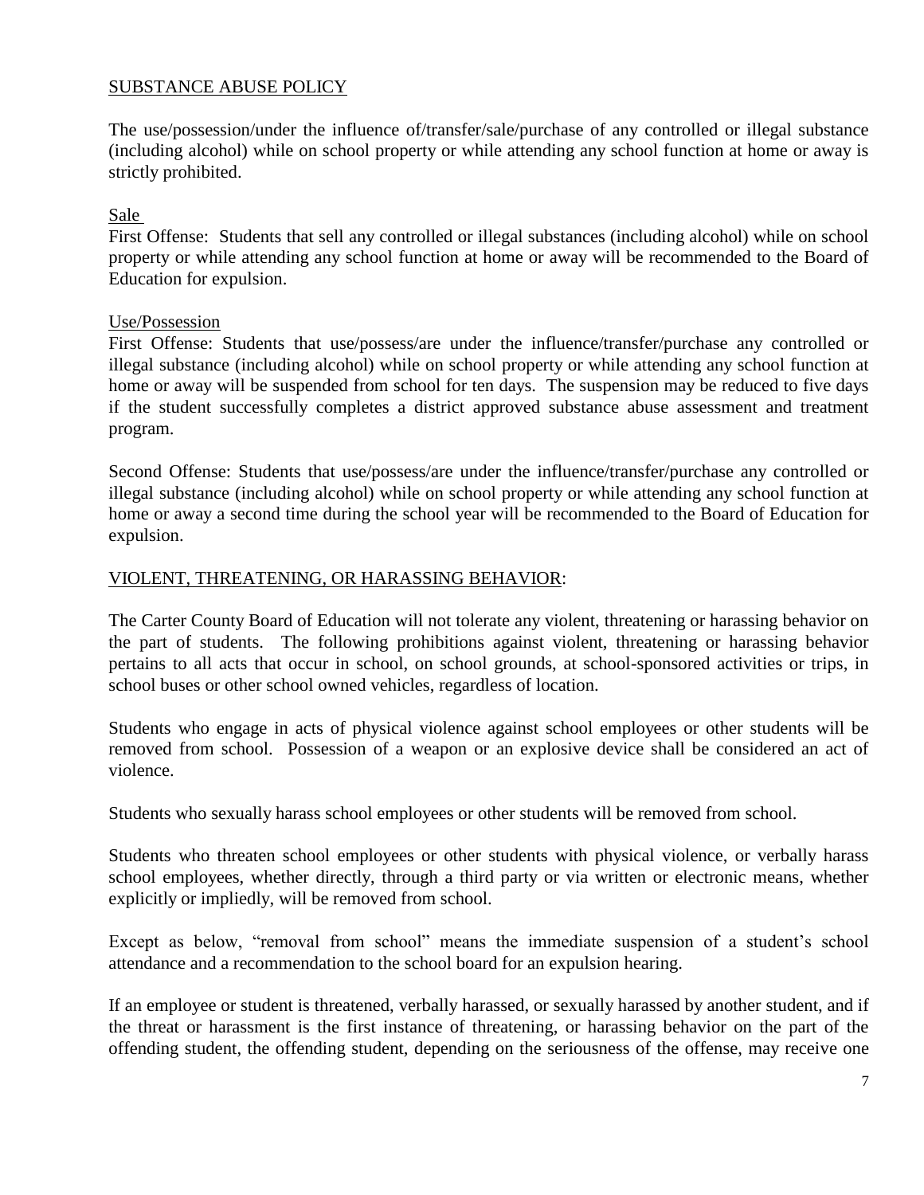## SUBSTANCE ABUSE POLICY

The use/possession/under the influence of/transfer/sale/purchase of any controlled or illegal substance (including alcohol) while on school property or while attending any school function at home or away is strictly prohibited.

### Sale

First Offense: Students that sell any controlled or illegal substances (including alcohol) while on school property or while attending any school function at home or away will be recommended to the Board of Education for expulsion.

### Use/Possession

First Offense: Students that use/possess/are under the influence/transfer/purchase any controlled or illegal substance (including alcohol) while on school property or while attending any school function at home or away will be suspended from school for ten days. The suspension may be reduced to five days if the student successfully completes a district approved substance abuse assessment and treatment program.

Second Offense: Students that use/possess/are under the influence/transfer/purchase any controlled or illegal substance (including alcohol) while on school property or while attending any school function at home or away a second time during the school year will be recommended to the Board of Education for expulsion.

## VIOLENT, THREATENING, OR HARASSING BEHAVIOR:

The Carter County Board of Education will not tolerate any violent, threatening or harassing behavior on the part of students. The following prohibitions against violent, threatening or harassing behavior pertains to all acts that occur in school, on school grounds, at school-sponsored activities or trips, in school buses or other school owned vehicles, regardless of location.

Students who engage in acts of physical violence against school employees or other students will be removed from school. Possession of a weapon or an explosive device shall be considered an act of violence.

Students who sexually harass school employees or other students will be removed from school.

Students who threaten school employees or other students with physical violence, or verbally harass school employees, whether directly, through a third party or via written or electronic means, whether explicitly or impliedly, will be removed from school.

Except as below, "removal from school" means the immediate suspension of a student's school attendance and a recommendation to the school board for an expulsion hearing.

If an employee or student is threatened, verbally harassed, or sexually harassed by another student, and if the threat or harassment is the first instance of threatening, or harassing behavior on the part of the offending student, the offending student, depending on the seriousness of the offense, may receive one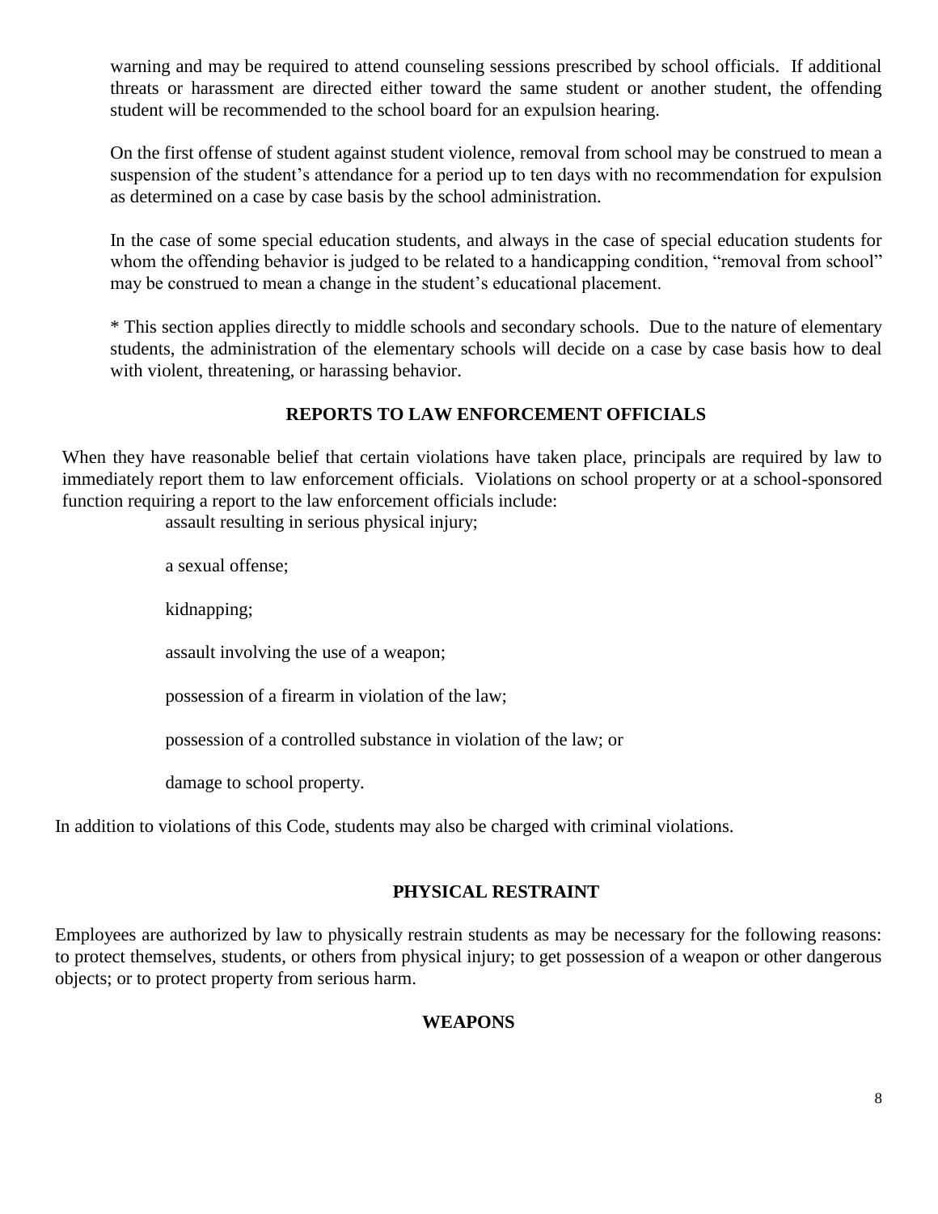warning and may be required to attend counseling sessions prescribed by school officials. If additional threats or harassment are directed either toward the same student or another student, the offending student will be recommended to the school board for an expulsion hearing.

On the first offense of student against student violence, removal from school may be construed to mean a suspension of the student's attendance for a period up to ten days with no recommendation for expulsion as determined on a case by case basis by the school administration.

In the case of some special education students, and always in the case of special education students for whom the offending behavior is judged to be related to a handicapping condition, "removal from school" may be construed to mean a change in the student's educational placement.

* This section applies directly to middle schools and secondary schools. Due to the nature of elementary students, the administration of the elementary schools will decide on a case by case basis how to deal with violent, threatening, or harassing behavior.

## REPORTS TO LAW ENFORCEMENT OFFICIALS

When they have reasonable belief that certain violations have taken place, principals are required by law to immediately report them to law enforcement officials. Violations on school property or at a school-sponsored function requiring a report to the law enforcement officials include:

- assault resulting in serious physical injury;
- a sexual offense;
- kidnapping;
- assault involving the use of a weapon;
- possession of a firearm in violation of the law;
- possession of a controlled substance in violation of the law; or
- damage to school property.

In addition to violations of this Code, students may also be charged with criminal violations.

## PHYSICAL RESTRAINT

Employees are authorized by law to physically restrain students as may be necessary for the following reasons: to protect themselves, students, or others from physical injury; to get possession of a weapon or other dangerous objects; or to protect property from serious harm.

## WEAPONS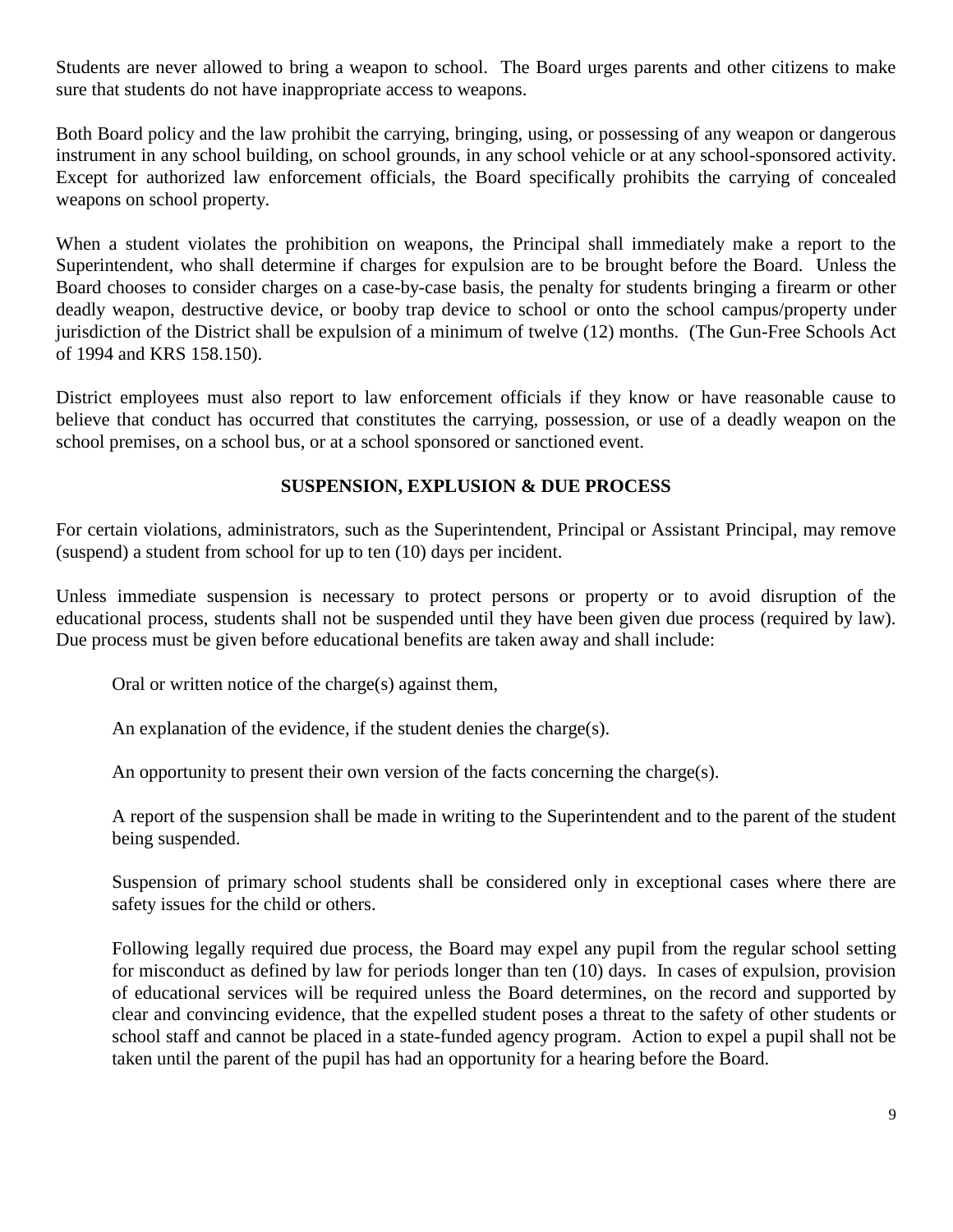Students are never allowed to bring a weapon to school. The Board urges parents and other citizens to make sure that students do not have inappropriate access to weapons.

Both Board policy and the law prohibit the carrying, bringing, using, or possessing of any weapon or dangerous instrument in any school building, on school grounds, in any school vehicle or at any school-sponsored activity. Except for authorized law enforcement officials, the Board specifically prohibits the carrying of concealed weapons on school property.

When a student violates the prohibition on weapons, the Principal shall immediately make a report to the Superintendent, who shall determine if charges for expulsion are to be brought before the Board. Unless the Board chooses to consider charges on a case-by-case basis, the penalty for students bringing a firearm or other deadly weapon, destructive device, or booby trap device to school or onto the school campus/property under jurisdiction of the District shall be expulsion of a minimum of twelve (12) months. (The Gun-Free Schools Act of 1994 and KRS 158.150).

District employees must also report to law enforcement officials if they know or have reasonable cause to believe that conduct has occurred that constitutes the carrying, possession, or use of a deadly weapon on the school premises, on a school bus, or at a school sponsored or sanctioned event.

## SUSPENSION, EXPLUSION & DUE PROCESS

For certain violations, administrators, such as the Superintendent, Principal or Assistant Principal, may remove (suspend) a student from school for up to ten (10) days per incident.

Unless immediate suspension is necessary to protect persons or property or to avoid disruption of the educational process, students shall not be suspended until they have been given due process (required by law). Due process must be given before educational benefits are taken away and shall include:

Oral or written notice of the charge(s) against them,

An explanation of the evidence, if the student denies the charge(s).

An opportunity to present their own version of the facts concerning the charge(s).

A report of the suspension shall be made in writing to the Superintendent and to the parent of the student being suspended.

Suspension of primary school students shall be considered only in exceptional cases where there are safety issues for the child or others.

Following legally required due process, the Board may expel any pupil from the regular school setting for misconduct as defined by law for periods longer than ten (10) days. In cases of expulsion, provision of educational services will be required unless the Board determines, on the record and supported by clear and convincing evidence, that the expelled student poses a threat to the safety of other students or school staff and cannot be placed in a state-funded agency program. Action to expel a pupil shall not be taken until the parent of the pupil has had an opportunity for a hearing before the Board.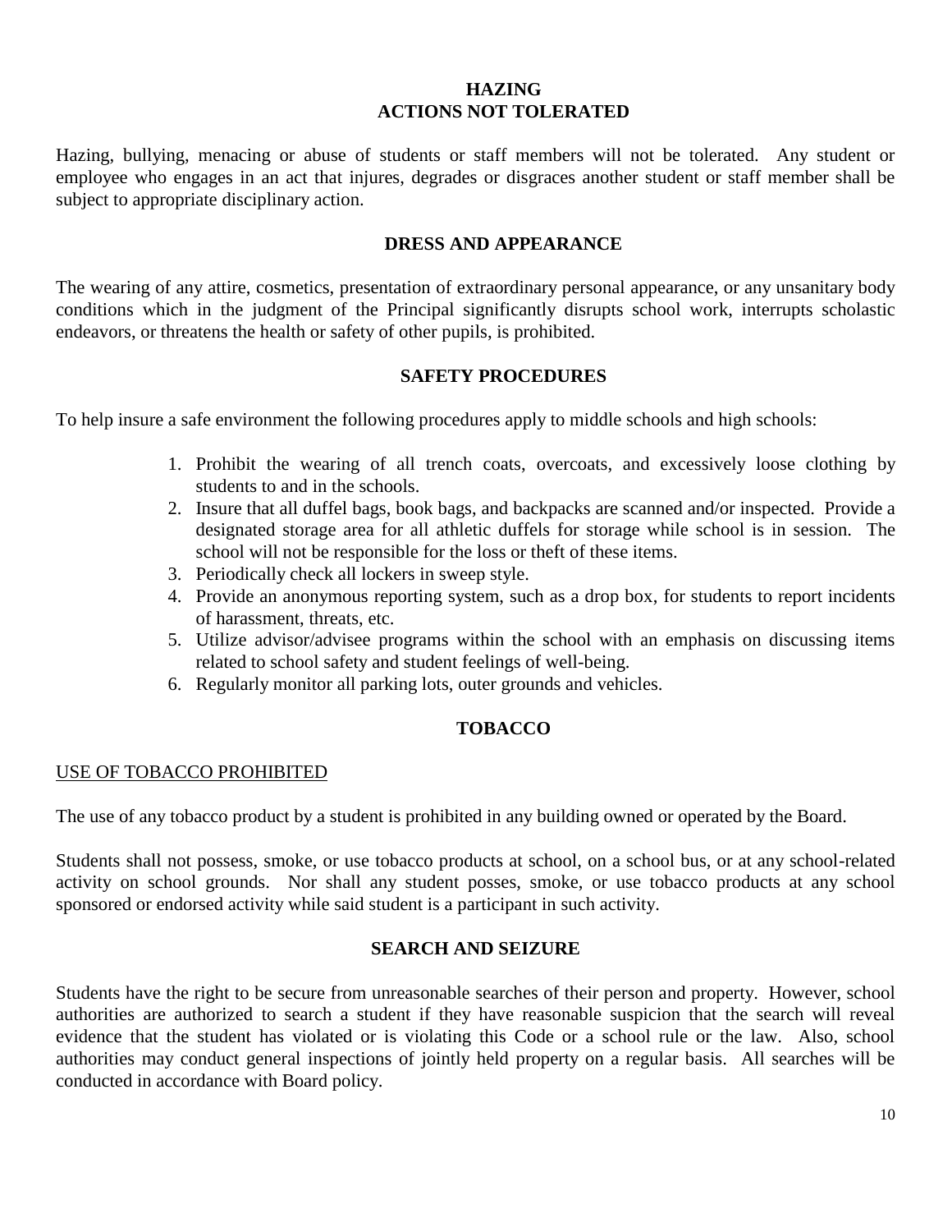## HAZING
## ACTIONS NOT TOLERATED

Hazing, bullying, menacing or abuse of students or staff members will not be tolerated. Any student or employee who engages in an act that injures, degrades or disgraces another student or staff member shall be subject to appropriate disciplinary action.

## DRESS AND APPEARANCE

The wearing of any attire, cosmetics, presentation of extraordinary personal appearance, or any unsanitary body conditions which in the judgment of the Principal significantly disrupts school work, interrupts scholastic endeavors, or threatens the health or safety of other pupils, is prohibited.

## SAFETY PROCEDURES

To help insure a safe environment the following procedures apply to middle schools and high schools:

1. Prohibit the wearing of all trench coats, overcoats, and excessively loose clothing by students to and in the schools.
2. Insure that all duffel bags, book bags, and backpacks are scanned and/or inspected. Provide a designated storage area for all athletic duffels for storage while school is in session. The school will not be responsible for the loss or theft of these items.
3. Periodically check all lockers in sweep style.
4. Provide an anonymous reporting system, such as a drop box, for students to report incidents of harassment, threats, etc.
5. Utilize advisor/advisee programs within the school with an emphasis on discussing items related to school safety and student feelings of well-being.
6. Regularly monitor all parking lots, outer grounds and vehicles.

## TOBACCO

<u>USE OF TOBACCO PROHIBITED</u>

The use of any tobacco product by a student is prohibited in any building owned or operated by the Board.

Students shall not possess, smoke, or use tobacco products at school, on a school bus, or at any school-related activity on school grounds. Nor shall any student posses, smoke, or use tobacco products at any school sponsored or endorsed activity while said student is a participant in such activity.

## SEARCH AND SEIZURE

Students have the right to be secure from unreasonable searches of their person and property. However, school authorities are authorized to search a student if they have reasonable suspicion that the search will reveal evidence that the student has violated or is violating this Code or a school rule or the law. Also, school authorities may conduct general inspections of jointly held property on a regular basis. All searches will be conducted in accordance with Board policy.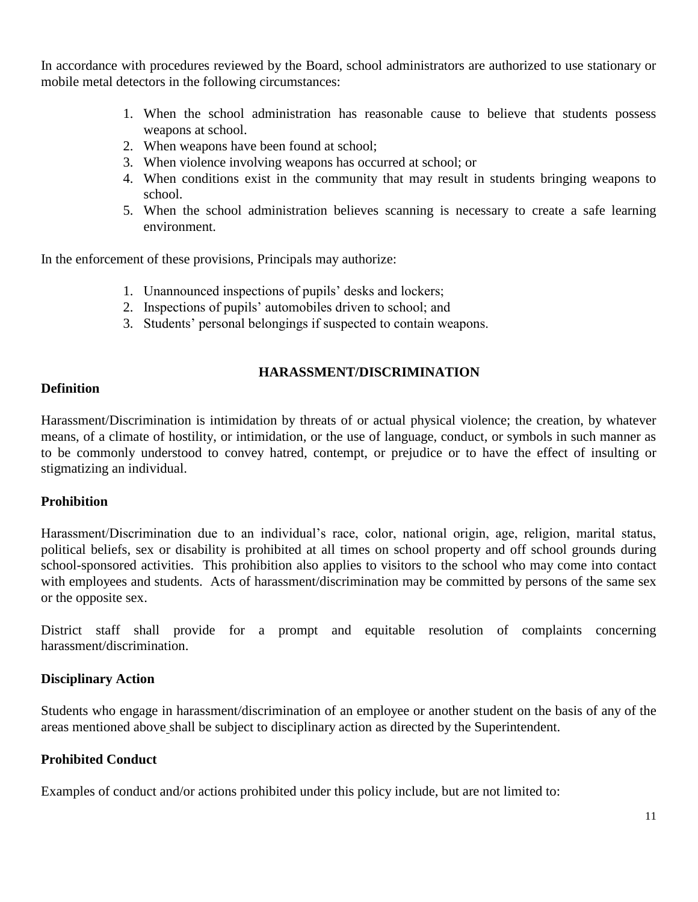In accordance with procedures reviewed by the Board, school administrators are authorized to use stationary or mobile metal detectors in the following circumstances:

1. When the school administration has reasonable cause to believe that students possess weapons at school.
2. When weapons have been found at school;
3. When violence involving weapons has occurred at school; or
4. When conditions exist in the community that may result in students bringing weapons to school.
5. When the school administration believes scanning is necessary to create a safe learning environment.

In the enforcement of these provisions, Principals may authorize:

1. Unannounced inspections of pupils' desks and lockers;
2. Inspections of pupils' automobiles driven to school; and
3. Students' personal belongings if suspected to contain weapons.

## HARASSMENT/DISCRIMINATION

### Definition

Harassment/Discrimination is intimidation by threats of or actual physical violence; the creation, by whatever means, of a climate of hostility, or intimidation, or the use of language, conduct, or symbols in such manner as to be commonly understood to convey hatred, contempt, or prejudice or to have the effect of insulting or stigmatizing an individual.

### Prohibition

Harassment/Discrimination due to an individual's race, color, national origin, age, religion, marital status, political beliefs, sex or disability is prohibited at all times on school property and off school grounds during school-sponsored activities. This prohibition also applies to visitors to the school who may come into contact with employees and students. Acts of harassment/discrimination may be committed by persons of the same sex or the opposite sex.

District staff shall provide for a prompt and equitable resolution of complaints concerning harassment/discrimination.

### Disciplinary Action

Students who engage in harassment/discrimination of an employee or another student on the basis of any of the areas mentioned above shall be subject to disciplinary action as directed by the Superintendent.

### Prohibited Conduct

Examples of conduct and/or actions prohibited under this policy include, but are not limited to: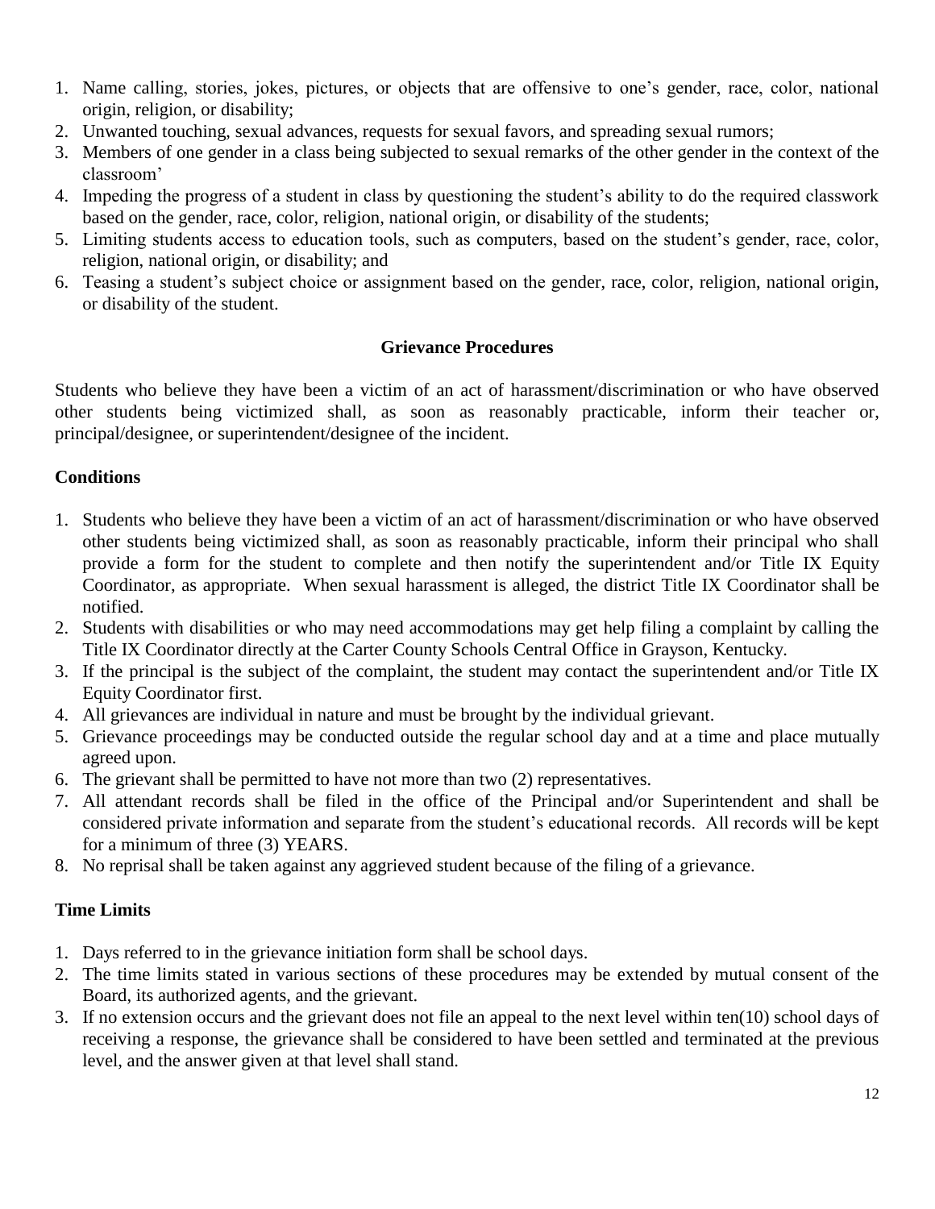1. Name calling, stories, jokes, pictures, or objects that are offensive to one's gender, race, color, national origin, religion, or disability;
2. Unwanted touching, sexual advances, requests for sexual favors, and spreading sexual rumors;
3. Members of one gender in a class being subjected to sexual remarks of the other gender in the context of the classroom'
4. Impeding the progress of a student in class by questioning the student's ability to do the required classwork based on the gender, race, color, religion, national origin, or disability of the students;
5. Limiting students access to education tools, such as computers, based on the student's gender, race, color, religion, national origin, or disability; and
6. Teasing a student's subject choice or assignment based on the gender, race, color, religion, national origin, or disability of the student.

## Grievance Procedures

Students who believe they have been a victim of an act of harassment/discrimination or who have observed other students being victimized shall, as soon as reasonably practicable, inform their teacher or, principal/designee, or superintendent/designee of the incident.

### Conditions

1. Students who believe they have been a victim of an act of harassment/discrimination or who have observed other students being victimized shall, as soon as reasonably practicable, inform their principal who shall provide a form for the student to complete and then notify the superintendent and/or Title IX Equity Coordinator, as appropriate. When sexual harassment is alleged, the district Title IX Coordinator shall be notified.
2. Students with disabilities or who may need accommodations may get help filing a complaint by calling the Title IX Coordinator directly at the Carter County Schools Central Office in Grayson, Kentucky.
3. If the principal is the subject of the complaint, the student may contact the superintendent and/or Title IX Equity Coordinator first.
4. All grievances are individual in nature and must be brought by the individual grievant.
5. Grievance proceedings may be conducted outside the regular school day and at a time and place mutually agreed upon.
6. The grievant shall be permitted to have not more than two (2) representatives.
7. All attendant records shall be filed in the office of the Principal and/or Superintendent and shall be considered private information and separate from the student's educational records. All records will be kept for a minimum of three (3) YEARS.
8. No reprisal shall be taken against any aggrieved student because of the filing of a grievance.

### Time Limits

1. Days referred to in the grievance initiation form shall be school days.
2. The time limits stated in various sections of these procedures may be extended by mutual consent of the Board, its authorized agents, and the grievant.
3. If no extension occurs and the grievant does not file an appeal to the next level within ten(10) school days of receiving a response, the grievance shall be considered to have been settled and terminated at the previous level, and the answer given at that level shall stand.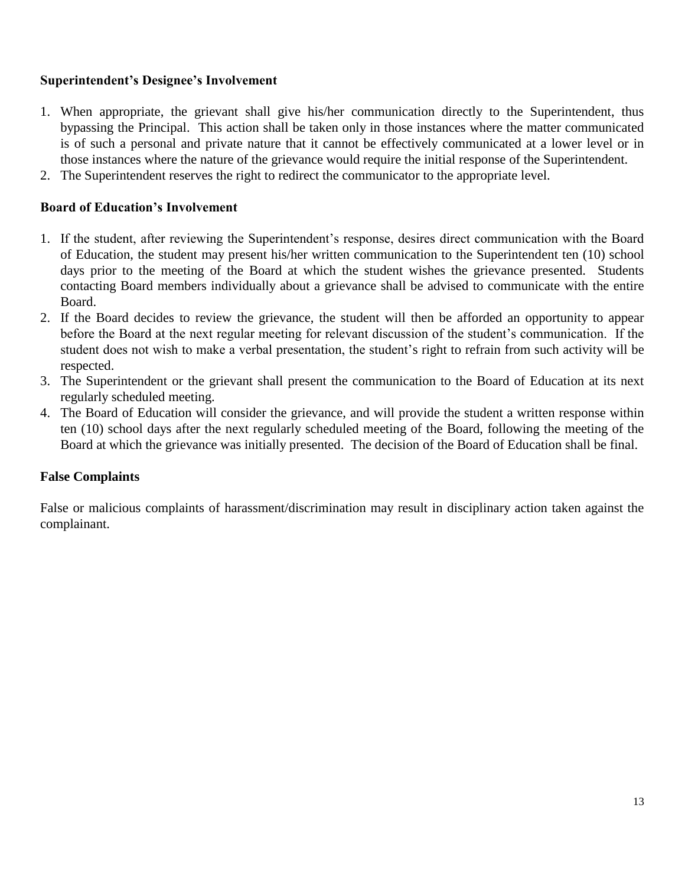**Superintendent's Designee's Involvement**

1. When appropriate, the grievant shall give his/her communication directly to the Superintendent, thus bypassing the Principal. This action shall be taken only in those instances where the matter communicated is of such a personal and private nature that it cannot be effectively communicated at a lower level or in those instances where the nature of the grievance would require the initial response of the Superintendent.
2. The Superintendent reserves the right to redirect the communicator to the appropriate level.

**Board of Education's Involvement**

1. If the student, after reviewing the Superintendent's response, desires direct communication with the Board of Education, the student may present his/her written communication to the Superintendent ten (10) school days prior to the meeting of the Board at which the student wishes the grievance presented. Students contacting Board members individually about a grievance shall be advised to communicate with the entire Board.
2. If the Board decides to review the grievance, the student will then be afforded an opportunity to appear before the Board at the next regular meeting for relevant discussion of the student's communication. If the student does not wish to make a verbal presentation, the student's right to refrain from such activity will be respected.
3. The Superintendent or the grievant shall present the communication to the Board of Education at its next regularly scheduled meeting.
4. The Board of Education will consider the grievance, and will provide the student a written response within ten (10) school days after the next regularly scheduled meeting of the Board, following the meeting of the Board at which the grievance was initially presented. The decision of the Board of Education shall be final.

**False Complaints**

False or malicious complaints of harassment/discrimination may result in disciplinary action taken against the complainant.